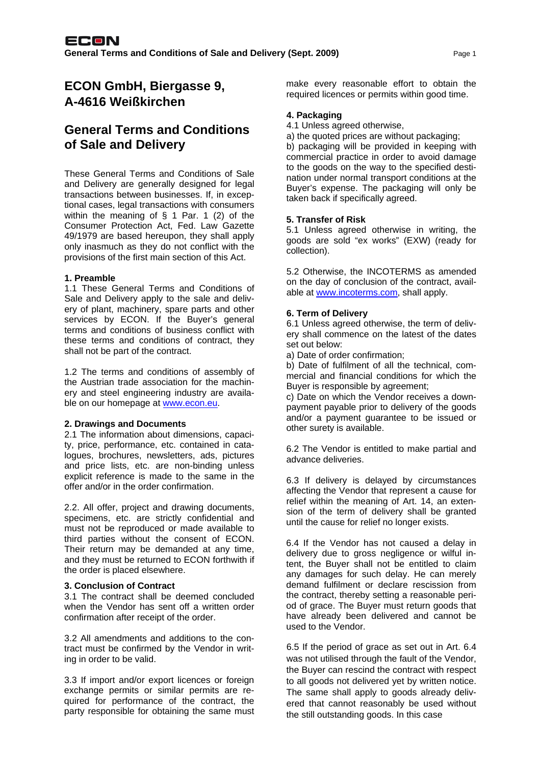# ECON GmbH, Biergasse 9, A-4616 Weißkirchen

# General Terms and Conditions of Sale and Delivery

These General Terms and Conditions of Sale and Delivery are generally designed for legal transactions between businesses. If, in exceptional cases, legal transactions with consumers within the meaning of § 1 Par. 1 (2) of the Consumer Protection Act, Fed. Law Gazette 49/1979 are based hereupon, they shall apply only inasmuch as they do not conflict with the provisions of the first main section of this Act.

**1. Preamble**

1.1 These General Terms and Conditions of Sale and Delivery apply to the sale and delivery of plant, machinery, spare parts and other services by ECON. If the Buyer's general terms and conditions of business conflict with these terms and conditions of contract, they shall not be part of the contract.

1.2 The terms and conditions of assembly of the Austrian trade association for the machinery and steel engineering industry are available on our homepage at www.econ.eu.

**2. Drawings and Documents**

2.1 The information about dimensions, capacity, price, performance, etc. contained in catalogues, brochures, newsletters, ads, pictures and price lists, etc. are non-binding unless explicit reference is made to the same in the offer and/or in the order confirmation.

2.2. All offer, project and drawing documents, specimens, etc. are strictly confidential and must not be reproduced or made available to third parties without the consent of ECON. Their return may be demanded at any time, and they must be returned to ECON forthwith if the order is placed elsewhere.

**3. Conclusion of Contract**

3.1 The contract shall be deemed concluded when the Vendor has sent off a written order confirmation after receipt of the order.

3.2 All amendments and additions to the contract must be confirmed by the Vendor in writing in order to be valid.

3.3 If import and/or export licences or foreign exchange permits or similar permits are required for performance of the contract, the party responsible for obtaining the same must make every reasonable effort to obtain the required licences or permits within good time.

**4. Packaging**

4.1 Unless agreed otherwise,

a) the quoted prices are without packaging;

b) packaging will be provided in keeping with commercial practice in order to avoid damage to the goods on the way to the specified destination under normal transport conditions at the Buyer's expense. The packaging will only be taken back if specifically agreed.

**5. Transfer of Risk**

5.1 Unless agreed otherwise in writing, the goods are sold "ex works" (EXW) (ready for collection).

5.2 Otherwise, the INCOTERMS as amended on the day of conclusion of the contract, available at www.incoterms.com, shall apply.

**6. Term of Delivery**

6.1 Unless agreed otherwise, the term of delivery shall commence on the latest of the dates set out below:

a) Date of order confirmation;

b) Date of fulfilment of all the technical, commercial and financial conditions for which the Buyer is responsible by agreement;

c) Date on which the Vendor receives a down-payment payable prior to delivery of the goods and/or a payment guarantee to be issued or other surety is available.

6.2 The Vendor is entitled to make partial and advance deliveries.

6.3 If delivery is delayed by circumstances affecting the Vendor that represent a cause for relief within the meaning of Art. 14, an extension of the term of delivery shall be granted until the cause for relief no longer exists.

6.4 If the Vendor has not caused a delay in delivery due to gross negligence or wilful intent, the Buyer shall not be entitled to claim any damages for such delay. He can merely demand fulfilment or declare rescission from the contract, thereby setting a reasonable period of grace. The Buyer must return goods that have already been delivered and cannot be used to the Vendor.

6.5 If the period of grace as set out in Art. 6.4 was not utilised through the fault of the Vendor, the Buyer can rescind the contract with respect to all goods not delivered yet by written notice. The same shall apply to goods already delivered that cannot reasonably be used without the still outstanding goods. In this case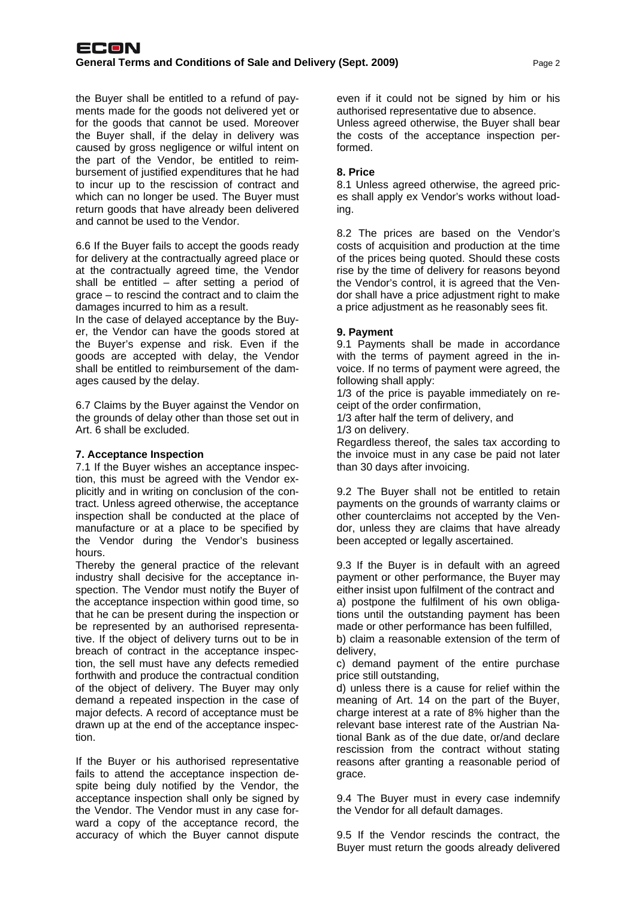the Buyer shall be entitled to a refund of payments made for the goods not delivered yet or for the goods that cannot be used. Moreover the Buyer shall, if the delay in delivery was caused by gross negligence or wilful intent on the part of the Vendor, be entitled to reimbursement of justified expenditures that he had to incur up to the rescission of contract and which can no longer be used. The Buyer must return goods that have already been delivered and cannot be used to the Vendor.

6.6 If the Buyer fails to accept the goods ready for delivery at the contractually agreed place or at the contractually agreed time, the Vendor shall be entitled – after setting a period of grace – to rescind the contract and to claim the damages incurred to him as a result.

In the case of delayed acceptance by the Buyer, the Vendor can have the goods stored at the Buyer's expense and risk. Even if the goods are accepted with delay, the Vendor shall be entitled to reimbursement of the damages caused by the delay.

6.7 Claims by the Buyer against the Vendor on the grounds of delay other than those set out in Art. 6 shall be excluded.

**7. Acceptance Inspection**

7.1 If the Buyer wishes an acceptance inspection, this must be agreed with the Vendor explicitly and in writing on conclusion of the contract. Unless agreed otherwise, the acceptance inspection shall be conducted at the place of manufacture or at a place to be specified by the Vendor during the Vendor's business hours.

Thereby the general practice of the relevant industry shall decisive for the acceptance inspection. The Vendor must notify the Buyer of the acceptance inspection within good time, so that he can be present during the inspection or be represented by an authorised representative. If the object of delivery turns out to be in breach of contract in the acceptance inspection, the sell must have any defects remedied forthwith and produce the contractual condition of the object of delivery. The Buyer may only demand a repeated inspection in the case of major defects. A record of acceptance must be drawn up at the end of the acceptance inspection.

If the Buyer or his authorised representative fails to attend the acceptance inspection despite being duly notified by the Vendor, the acceptance inspection shall only be signed by the Vendor. The Vendor must in any case forward a copy of the acceptance record, the accuracy of which the Buyer cannot dispute even if it could not be signed by him or his authorised representative due to absence.

Unless agreed otherwise, the Buyer shall bear the costs of the acceptance inspection performed.

**8. Price**

8.1 Unless agreed otherwise, the agreed prices shall apply ex Vendor's works without loading.

8.2 The prices are based on the Vendor's costs of acquisition and production at the time of the prices being quoted. Should these costs rise by the time of delivery for reasons beyond the Vendor's control, it is agreed that the Vendor shall have a price adjustment right to make a price adjustment as he reasonably sees fit.

**9. Payment**

9.1 Payments shall be made in accordance with the terms of payment agreed in the invoice. If no terms of payment were agreed, the following shall apply:

1/3 of the price is payable immediately on receipt of the order confirmation,

1/3 after half the term of delivery, and

1/3 on delivery.

Regardless thereof, the sales tax according to the invoice must in any case be paid not later than 30 days after invoicing.

9.2 The Buyer shall not be entitled to retain payments on the grounds of warranty claims or other counterclaims not accepted by the Vendor, unless they are claims that have already been accepted or legally ascertained.

9.3 If the Buyer is in default with an agreed payment or other performance, the Buyer may either insist upon fulfilment of the contract and

a) postpone the fulfilment of his own obligations until the outstanding payment has been made or other performance has been fulfilled,

b) claim a reasonable extension of the term of delivery,

c) demand payment of the entire purchase price still outstanding,

d) unless there is a cause for relief within the meaning of Art. 14 on the part of the Buyer, charge interest at a rate of 8% higher than the relevant base interest rate of the Austrian National Bank as of the due date, or/and declare rescission from the contract without stating reasons after granting a reasonable period of grace.

9.4 The Buyer must in every case indemnify the Vendor for all default damages.

9.5 If the Vendor rescinds the contract, the Buyer must return the goods already delivered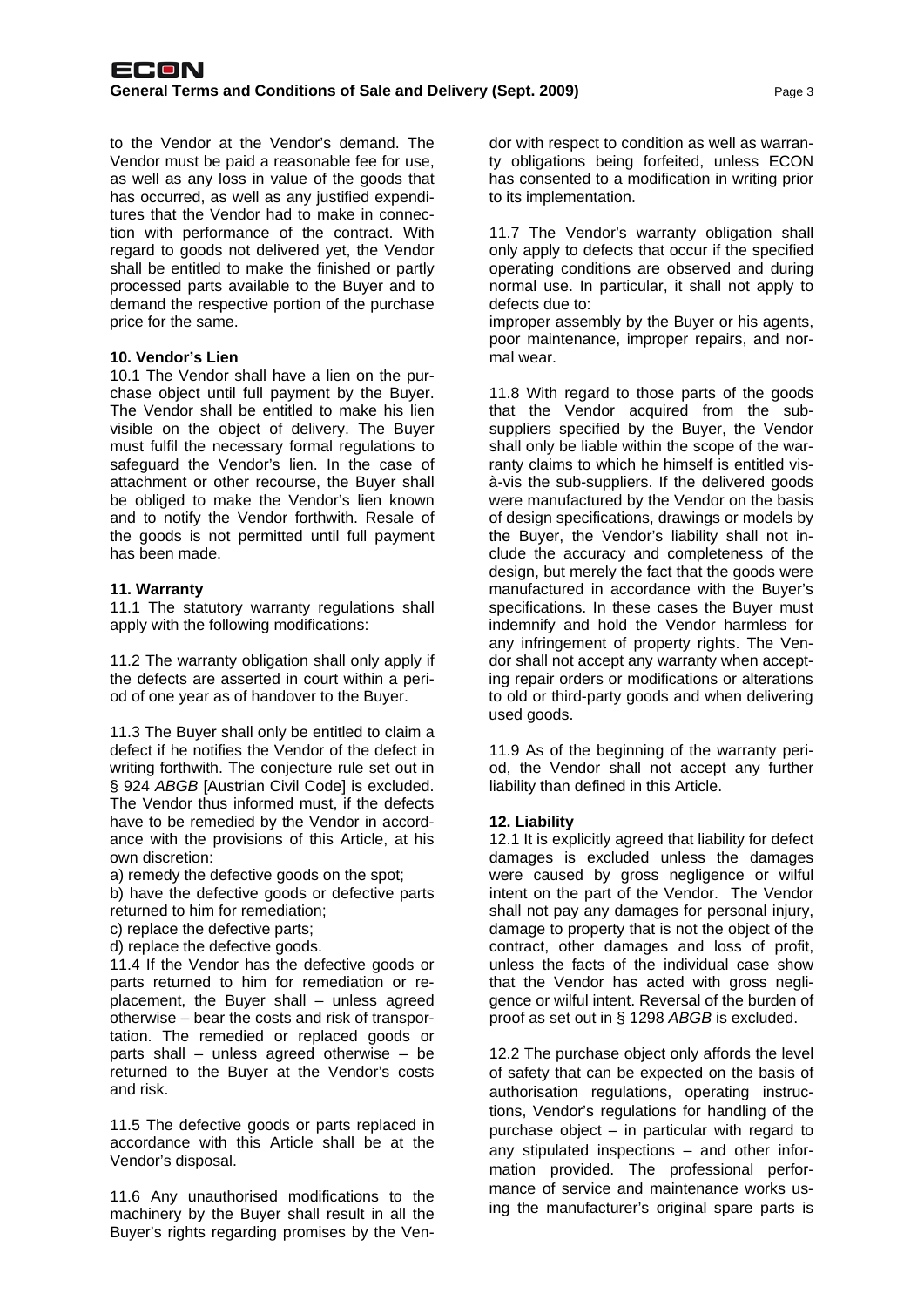to the Vendor at the Vendor's demand. The Vendor must be paid a reasonable fee for use, as well as any loss in value of the goods that has occurred, as well as any justified expenditures that the Vendor had to make in connection with performance of the contract. With regard to goods not delivered yet, the Vendor shall be entitled to make the finished or partly processed parts available to the Buyer and to demand the respective portion of the purchase price for the same.

**10. Vendor's Lien**

10.1 The Vendor shall have a lien on the purchase object until full payment by the Buyer. The Vendor shall be entitled to make his lien visible on the object of delivery. The Buyer must fulfil the necessary formal regulations to safeguard the Vendor's lien. In the case of attachment or other recourse, the Buyer shall be obliged to make the Vendor's lien known and to notify the Vendor forthwith. Resale of the goods is not permitted until full payment has been made.

**11. Warranty**

11.1 The statutory warranty regulations shall apply with the following modifications:

11.2 The warranty obligation shall only apply if the defects are asserted in court within a period of one year as of handover to the Buyer.

11.3 The Buyer shall only be entitled to claim a defect if he notifies the Vendor of the defect in writing forthwith. The conjecture rule set out in § 924 *ABGB* [Austrian Civil Code] is excluded. The Vendor thus informed must, if the defects have to be remedied by the Vendor in accordance with the provisions of this Article, at his own discretion:

a) remedy the defective goods on the spot;

b) have the defective goods or defective parts returned to him for remediation;

c) replace the defective parts;

d) replace the defective goods.

11.4 If the Vendor has the defective goods or parts returned to him for remediation or replacement, the Buyer shall – unless agreed otherwise – bear the costs and risk of transportation. The remedied or replaced goods or parts shall – unless agreed otherwise – be returned to the Buyer at the Vendor's costs and risk.

11.5 The defective goods or parts replaced in accordance with this Article shall be at the Vendor's disposal.

11.6 Any unauthorised modifications to the machinery by the Buyer shall result in all the Buyer's rights regarding promises by the Vendor with respect to condition as well as warranty obligations being forfeited, unless ECON has consented to a modification in writing prior to its implementation.

11.7 The Vendor's warranty obligation shall only apply to defects that occur if the specified operating conditions are observed and during normal use. In particular, it shall not apply to defects due to:
improper assembly by the Buyer or his agents, poor maintenance, improper repairs, and normal wear.

11.8 With regard to those parts of the goods that the Vendor acquired from the sub-suppliers specified by the Buyer, the Vendor shall only be liable within the scope of the warranty claims to which he himself is entitled vis-à-vis the sub-suppliers. If the delivered goods were manufactured by the Vendor on the basis of design specifications, drawings or models by the Buyer, the Vendor's liability shall not include the accuracy and completeness of the design, but merely the fact that the goods were manufactured in accordance with the Buyer's specifications. In these cases the Buyer must indemnify and hold the Vendor harmless for any infringement of property rights. The Vendor shall not accept any warranty when accepting repair orders or modifications or alterations to old or third-party goods and when delivering used goods.

11.9 As of the beginning of the warranty period, the Vendor shall not accept any further liability than defined in this Article.

**12. Liability**

12.1 It is explicitly agreed that liability for defect damages is excluded unless the damages were caused by gross negligence or wilful intent on the part of the Vendor. The Vendor shall not pay any damages for personal injury, damage to property that is not the object of the contract, other damages and loss of profit, unless the facts of the individual case show that the Vendor has acted with gross negligence or wilful intent. Reversal of the burden of proof as set out in § 1298 *ABGB* is excluded.

12.2 The purchase object only affords the level of safety that can be expected on the basis of authorisation regulations, operating instructions, Vendor's regulations for handling of the purchase object – in particular with regard to any stipulated inspections – and other information provided. The professional performance of service and maintenance works using the manufacturer's original spare parts is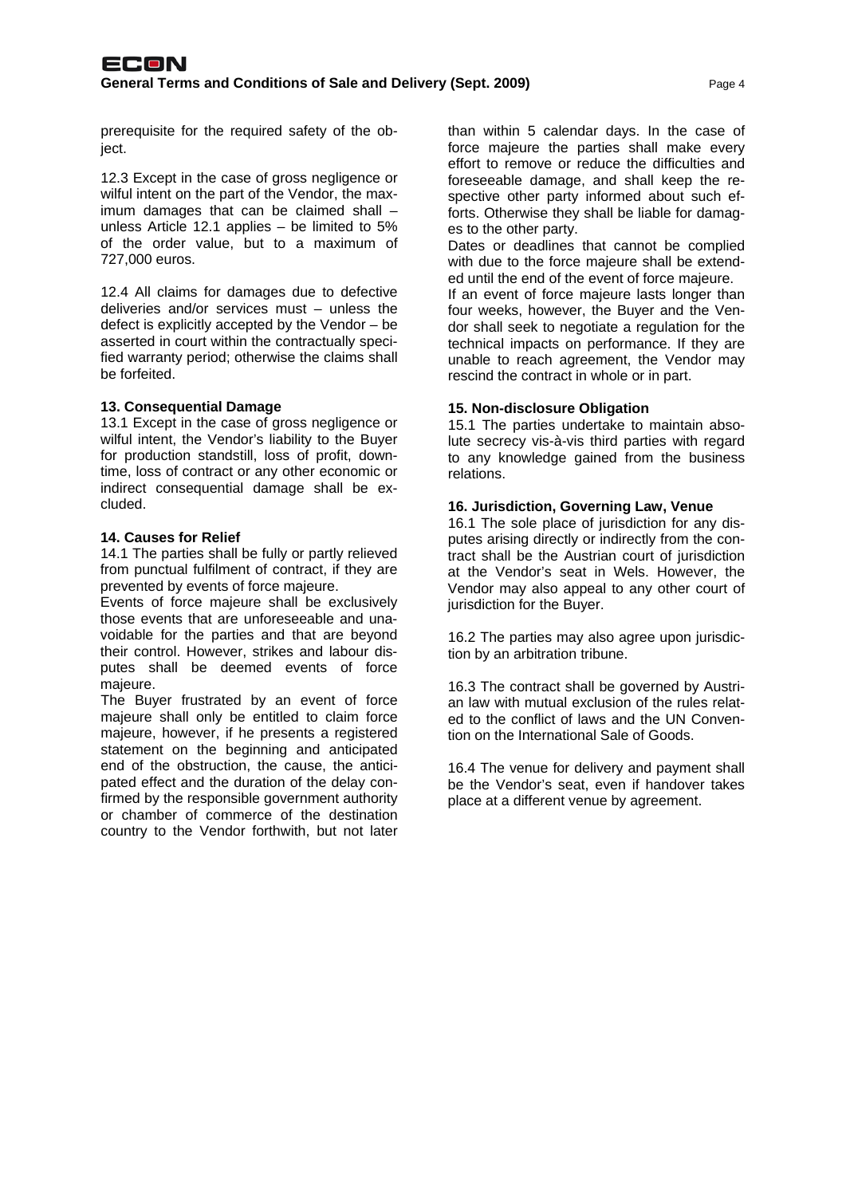prerequisite for the required safety of the object.

12.3 Except in the case of gross negligence or wilful intent on the part of the Vendor, the maximum damages that can be claimed shall – unless Article 12.1 applies – be limited to 5% of the order value, but to a maximum of 727,000 euros.

12.4 All claims for damages due to defective deliveries and/or services must – unless the defect is explicitly accepted by the Vendor – be asserted in court within the contractually specified warranty period; otherwise the claims shall be forfeited.

**13. Consequential Damage**

13.1 Except in the case of gross negligence or wilful intent, the Vendor's liability to the Buyer for production standstill, loss of profit, downtime, loss of contract or any other economic or indirect consequential damage shall be excluded.

**14. Causes for Relief**

14.1 The parties shall be fully or partly relieved from punctual fulfilment of contract, if they are prevented by events of force majeure.

Events of force majeure shall be exclusively those events that are unforeseeable and unavoidable for the parties and that are beyond their control. However, strikes and labour disputes shall be deemed events of force majeure.

The Buyer frustrated by an event of force majeure shall only be entitled to claim force majeure, however, if he presents a registered statement on the beginning and anticipated end of the obstruction, the cause, the anticipated effect and the duration of the delay confirmed by the responsible government authority or chamber of commerce of the destination country to the Vendor forthwith, but not later than within 5 calendar days. In the case of force majeure the parties shall make every effort to remove or reduce the difficulties and foreseeable damage, and shall keep the respective other party informed about such efforts. Otherwise they shall be liable for damages to the other party.

Dates or deadlines that cannot be complied with due to the force majeure shall be extended until the end of the event of force majeure.

If an event of force majeure lasts longer than four weeks, however, the Buyer and the Vendor shall seek to negotiate a regulation for the technical impacts on performance. If they are unable to reach agreement, the Vendor may rescind the contract in whole or in part.

**15. Non-disclosure Obligation**

15.1 The parties undertake to maintain absolute secrecy vis-à-vis third parties with regard to any knowledge gained from the business relations.

**16. Jurisdiction, Governing Law, Venue**

16.1 The sole place of jurisdiction for any disputes arising directly or indirectly from the contract shall be the Austrian court of jurisdiction at the Vendor's seat in Wels. However, the Vendor may also appeal to any other court of jurisdiction for the Buyer.

16.2 The parties may also agree upon jurisdiction by an arbitration tribune.

16.3 The contract shall be governed by Austrian law with mutual exclusion of the rules related to the conflict of laws and the UN Convention on the International Sale of Goods.

16.4 The venue for delivery and payment shall be the Vendor's seat, even if handover takes place at a different venue by agreement.